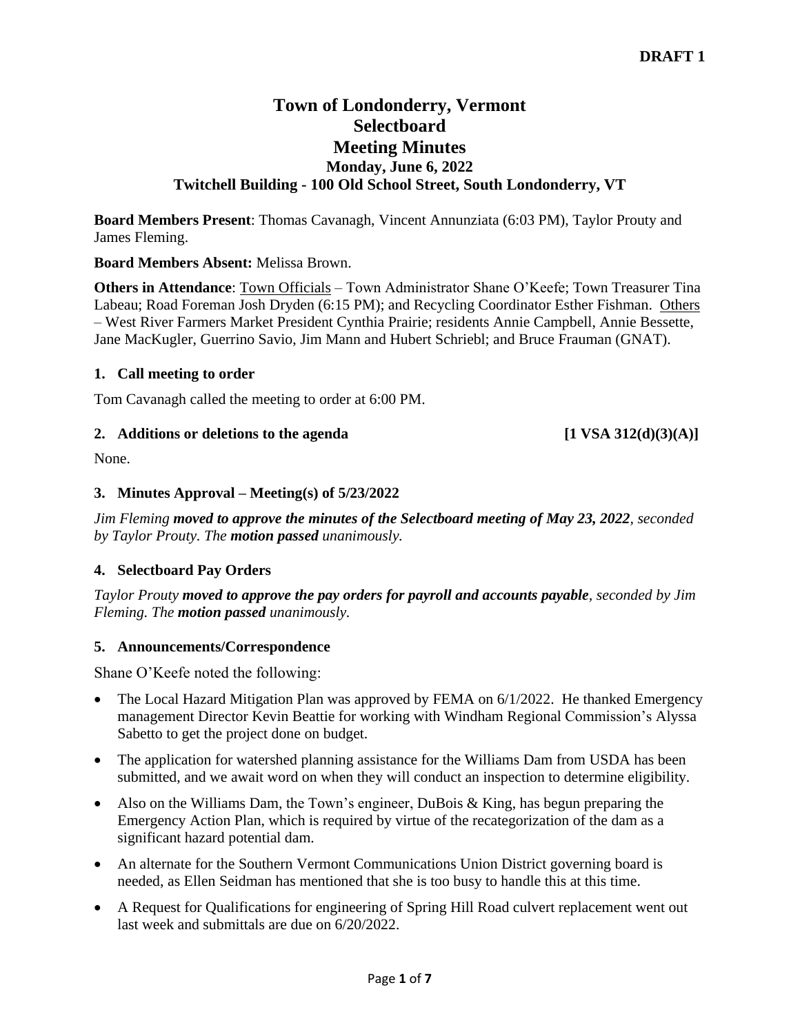**DRAFT 1**

# Town of Londonderry, Vermont
# Selectboard
# Meeting Minutes
### Monday, June 6, 2022
### Twitchell Building - 100 Old School Street, South Londonderry, VT

**Board Members Present**: Thomas Cavanagh, Vincent Annunziata (6:03 PM), Taylor Prouty and James Fleming.

**Board Members Absent:** Melissa Brown.

**Others in Attendance**: Town Officials – Town Administrator Shane O'Keefe; Town Treasurer Tina Labeau; Road Foreman Josh Dryden (6:15 PM); and Recycling Coordinator Esther Fishman. Others – West River Farmers Market President Cynthia Prairie; residents Annie Campbell, Annie Bessette, Jane MacKugler, Guerrino Savio, Jim Mann and Hubert Schriebl; and Bruce Frauman (GNAT).

**1. Call meeting to order**

Tom Cavanagh called the meeting to order at 6:00 PM.

**2. Additions or deletions to the agenda [1 VSA 312(d)(3)(A)]**

None.

**3. Minutes Approval – Meeting(s) of 5/23/2022**

*Jim Fleming* ***moved to approve the minutes of the Selectboard meeting of May 23, 2022****, seconded by Taylor Prouty. The* ***motion passed*** *unanimously.*

**4. Selectboard Pay Orders**

*Taylor Prouty* ***moved to approve the pay orders for payroll and accounts payable****, seconded by Jim Fleming. The* ***motion passed*** *unanimously.*

**5. Announcements/Correspondence**

Shane O'Keefe noted the following:

- The Local Hazard Mitigation Plan was approved by FEMA on 6/1/2022. He thanked Emergency management Director Kevin Beattie for working with Windham Regional Commission's Alyssa Sabetto to get the project done on budget.
- The application for watershed planning assistance for the Williams Dam from USDA has been submitted, and we await word on when they will conduct an inspection to determine eligibility.
- Also on the Williams Dam, the Town's engineer, DuBois & King, has begun preparing the Emergency Action Plan, which is required by virtue of the recategorization of the dam as a significant hazard potential dam.
- An alternate for the Southern Vermont Communications Union District governing board is needed, as Ellen Seidman has mentioned that she is too busy to handle this at this time.
- A Request for Qualifications for engineering of Spring Hill Road culvert replacement went out last week and submittals are due on 6/20/2022.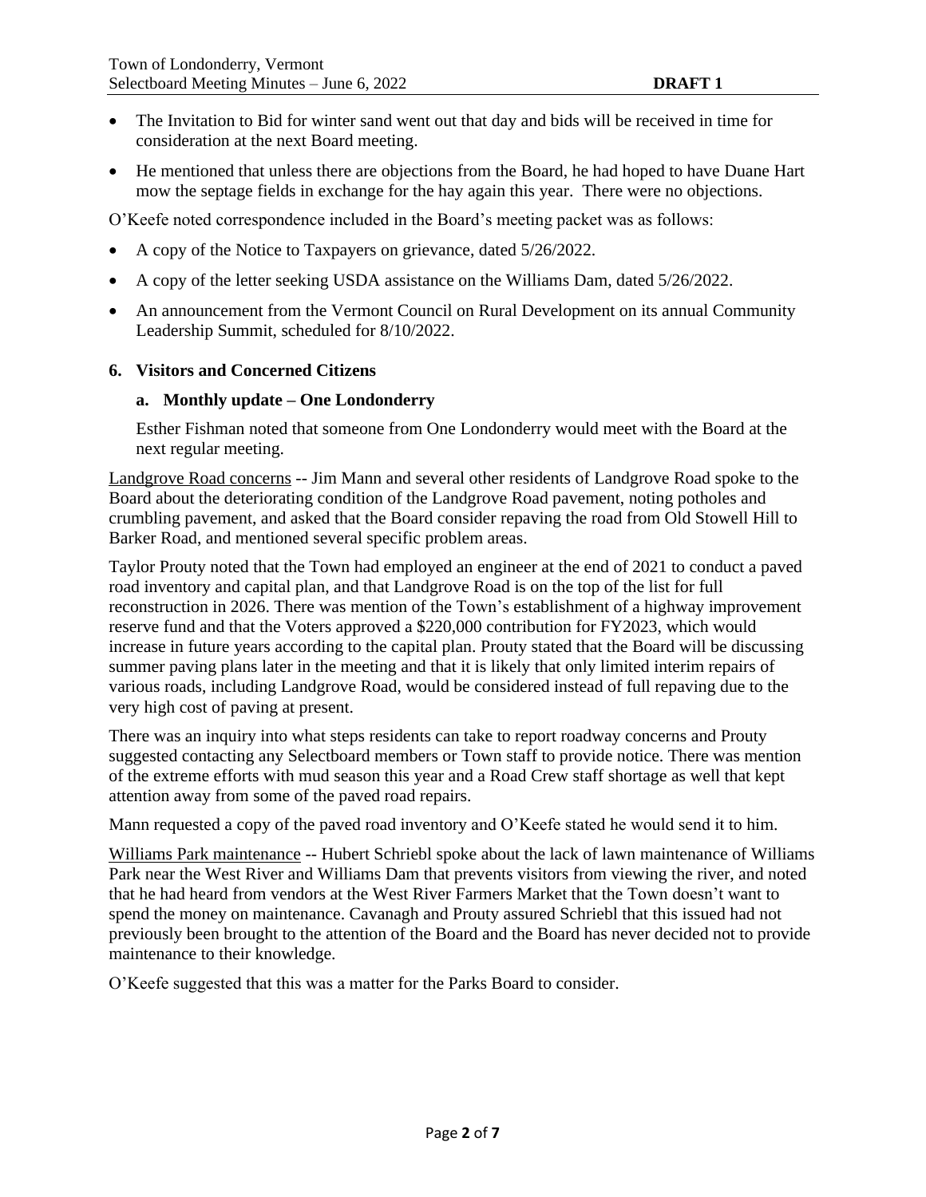- The Invitation to Bid for winter sand went out that day and bids will be received in time for consideration at the next Board meeting.
- He mentioned that unless there are objections from the Board, he had hoped to have Duane Hart mow the septage fields in exchange for the hay again this year. There were no objections.

O'Keefe noted correspondence included in the Board's meeting packet was as follows:

- A copy of the Notice to Taxpayers on grievance, dated 5/26/2022.
- A copy of the letter seeking USDA assistance on the Williams Dam, dated 5/26/2022.
- An announcement from the Vermont Council on Rural Development on its annual Community Leadership Summit, scheduled for 8/10/2022.

**6. Visitors and Concerned Citizens**

**a. Monthly update – One Londonderry**

Esther Fishman noted that someone from One Londonderry would meet with the Board at the next regular meeting.

Landgrove Road concerns -- Jim Mann and several other residents of Landgrove Road spoke to the Board about the deteriorating condition of the Landgrove Road pavement, noting potholes and crumbling pavement, and asked that the Board consider repaving the road from Old Stowell Hill to Barker Road, and mentioned several specific problem areas.

Taylor Prouty noted that the Town had employed an engineer at the end of 2021 to conduct a paved road inventory and capital plan, and that Landgrove Road is on the top of the list for full reconstruction in 2026. There was mention of the Town's establishment of a highway improvement reserve fund and that the Voters approved a $220,000 contribution for FY2023, which would increase in future years according to the capital plan. Prouty stated that the Board will be discussing summer paving plans later in the meeting and that it is likely that only limited interim repairs of various roads, including Landgrove Road, would be considered instead of full repaving due to the very high cost of paving at present.

There was an inquiry into what steps residents can take to report roadway concerns and Prouty suggested contacting any Selectboard members or Town staff to provide notice. There was mention of the extreme efforts with mud season this year and a Road Crew staff shortage as well that kept attention away from some of the paved road repairs.

Mann requested a copy of the paved road inventory and O'Keefe stated he would send it to him.

Williams Park maintenance -- Hubert Schriebl spoke about the lack of lawn maintenance of Williams Park near the West River and Williams Dam that prevents visitors from viewing the river, and noted that he had heard from vendors at the West River Farmers Market that the Town doesn't want to spend the money on maintenance. Cavanagh and Prouty assured Schriebl that this issued had not previously been brought to the attention of the Board and the Board has never decided not to provide maintenance to their knowledge.

O'Keefe suggested that this was a matter for the Parks Board to consider.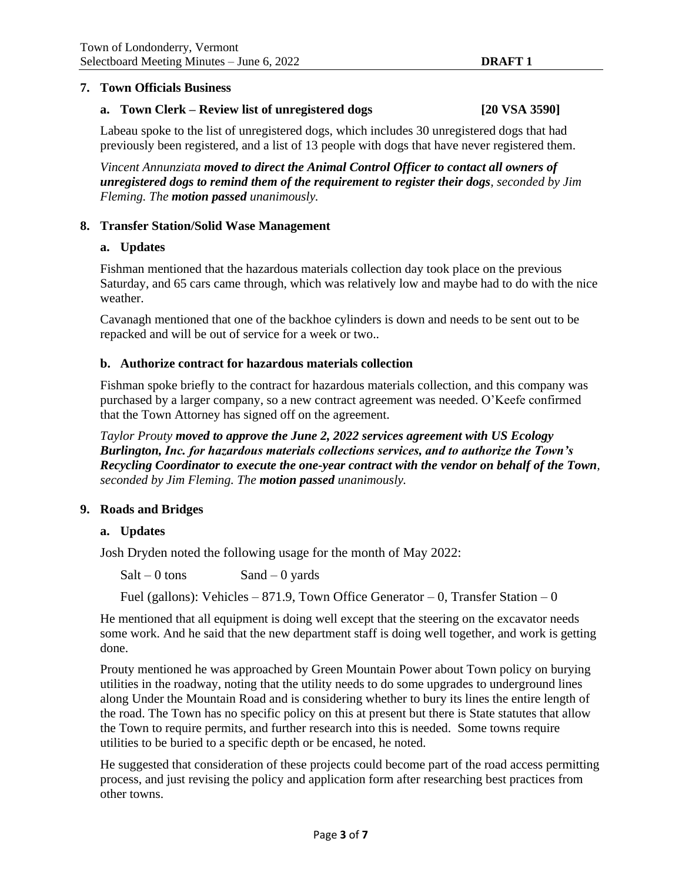## 7. Town Officials Business

### a. Town Clerk – Review list of unregistered dogs [20 VSA 3590]

Labeau spoke to the list of unregistered dogs, which includes 30 unregistered dogs that had previously been registered, and a list of 13 people with dogs that have never registered them.

*Vincent Annunziata* ***moved to direct the Animal Control Officer to contact all owners of unregistered dogs to remind them of the requirement to register their dogs****, seconded by Jim Fleming. The* ***motion passed*** *unanimously.*

## 8. Transfer Station/Solid Wase Management

### a. Updates

Fishman mentioned that the hazardous materials collection day took place on the previous Saturday, and 65 cars came through, which was relatively low and maybe had to do with the nice weather.

Cavanagh mentioned that one of the backhoe cylinders is down and needs to be sent out to be repacked and will be out of service for a week or two..

### b. Authorize contract for hazardous materials collection

Fishman spoke briefly to the contract for hazardous materials collection, and this company was purchased by a larger company, so a new contract agreement was needed. O'Keefe confirmed that the Town Attorney has signed off on the agreement.

*Taylor Prouty* ***moved to approve the June 2, 2022 services agreement with US Ecology Burlington, Inc. for hazardous materials collections services, and to authorize the Town's Recycling Coordinator to execute the one-year contract with the vendor on behalf of the Town****, seconded by Jim Fleming. The* ***motion passed*** *unanimously.*

## 9. Roads and Bridges

### a. Updates

Josh Dryden noted the following usage for the month of May 2022:

Salt – 0 tons        Sand – 0 yards

Fuel (gallons): Vehicles – 871.9, Town Office Generator – 0, Transfer Station – 0

He mentioned that all equipment is doing well except that the steering on the excavator needs some work. And he said that the new department staff is doing well together, and work is getting done.

Prouty mentioned he was approached by Green Mountain Power about Town policy on burying utilities in the roadway, noting that the utility needs to do some upgrades to underground lines along Under the Mountain Road and is considering whether to bury its lines the entire length of the road. The Town has no specific policy on this at present but there is State statutes that allow the Town to require permits, and further research into this is needed. Some towns require utilities to be buried to a specific depth or be encased, he noted.

He suggested that consideration of these projects could become part of the road access permitting process, and just revising the policy and application form after researching best practices from other towns.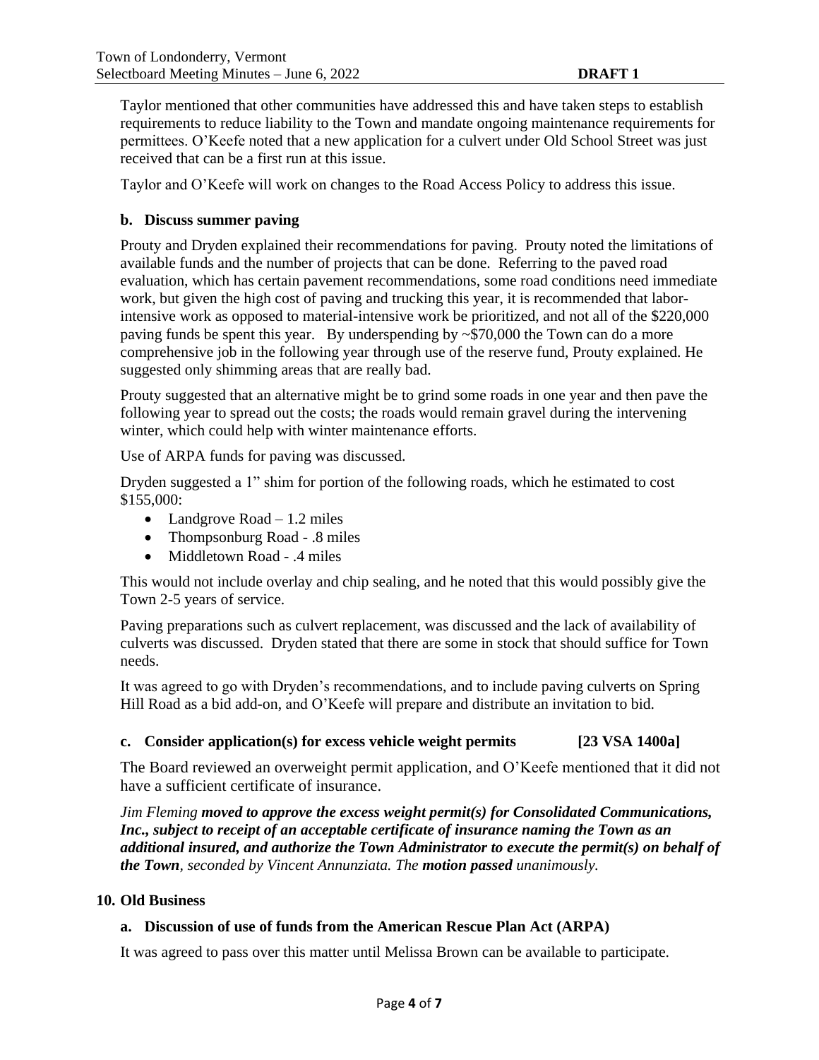Taylor mentioned that other communities have addressed this and have taken steps to establish requirements to reduce liability to the Town and mandate ongoing maintenance requirements for permittees. O'Keefe noted that a new application for a culvert under Old School Street was just received that can be a first run at this issue.

Taylor and O'Keefe will work on changes to the Road Access Policy to address this issue.

### b. Discuss summer paving

Prouty and Dryden explained their recommendations for paving. Prouty noted the limitations of available funds and the number of projects that can be done. Referring to the paved road evaluation, which has certain pavement recommendations, some road conditions need immediate work, but given the high cost of paving and trucking this year, it is recommended that labor-intensive work as opposed to material-intensive work be prioritized, and not all of the $220,000 paving funds be spent this year. By underspending by ~$70,000 the Town can do a more comprehensive job in the following year through use of the reserve fund, Prouty explained. He suggested only shimming areas that are really bad.

Prouty suggested that an alternative might be to grind some roads in one year and then pave the following year to spread out the costs; the roads would remain gravel during the intervening winter, which could help with winter maintenance efforts.

Use of ARPA funds for paving was discussed.

Dryden suggested a 1" shim for portion of the following roads, which he estimated to cost $155,000:

- Landgrove Road – 1.2 miles
- Thompsonburg Road - .8 miles
- Middletown Road - .4 miles

This would not include overlay and chip sealing, and he noted that this would possibly give the Town 2-5 years of service.

Paving preparations such as culvert replacement, was discussed and the lack of availability of culverts was discussed. Dryden stated that there are some in stock that should suffice for Town needs.

It was agreed to go with Dryden's recommendations, and to include paving culverts on Spring Hill Road as a bid add-on, and O'Keefe will prepare and distribute an invitation to bid.

### c. Consider application(s) for excess vehicle weight permits [23 VSA 1400a]

The Board reviewed an overweight permit application, and O'Keefe mentioned that it did not have a sufficient certificate of insurance.

*Jim Fleming **moved to approve the excess weight permit(s) for Consolidated Communications, Inc., subject to receipt of an acceptable certificate of insurance naming the Town as an additional insured, and authorize the Town Administrator to execute the permit(s) on behalf of the Town**, seconded by Vincent Annunziata. The **motion passed** unanimously.*

## 10. Old Business

### a. Discussion of use of funds from the American Rescue Plan Act (ARPA)

It was agreed to pass over this matter until Melissa Brown can be available to participate.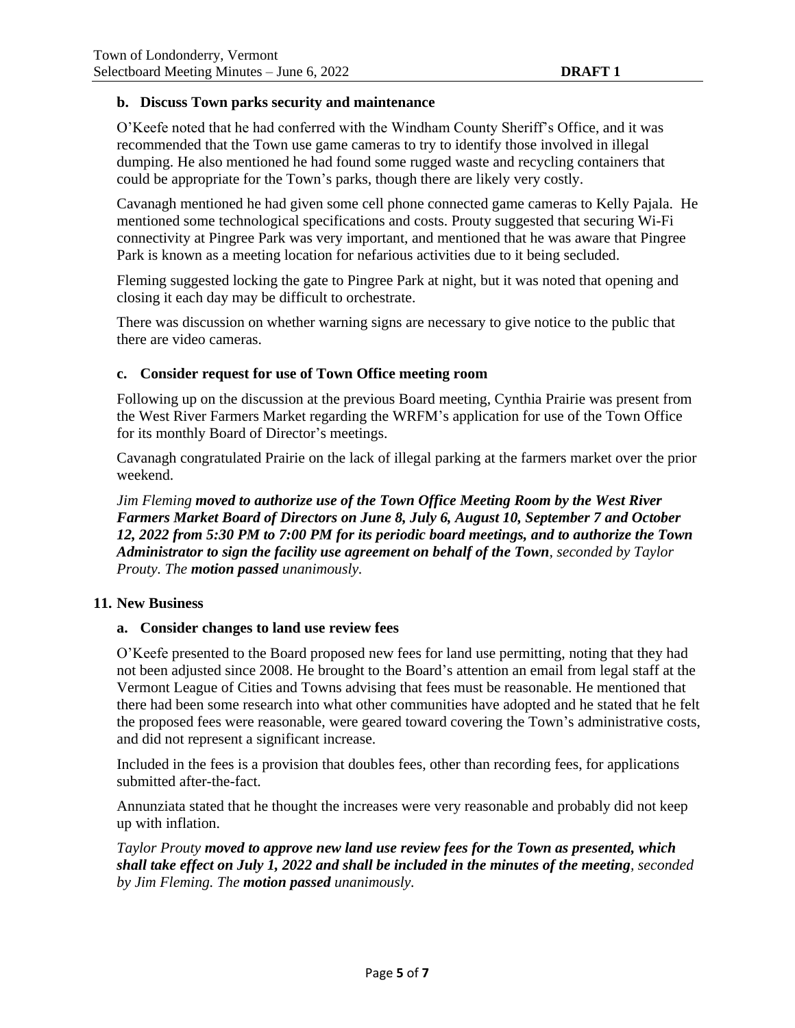**b. Discuss Town parks security and maintenance**

O'Keefe noted that he had conferred with the Windham County Sheriff's Office, and it was recommended that the Town use game cameras to try to identify those involved in illegal dumping. He also mentioned he had found some rugged waste and recycling containers that could be appropriate for the Town's parks, though there are likely very costly.

Cavanagh mentioned he had given some cell phone connected game cameras to Kelly Pajala. He mentioned some technological specifications and costs. Prouty suggested that securing Wi-Fi connectivity at Pingree Park was very important, and mentioned that he was aware that Pingree Park is known as a meeting location for nefarious activities due to it being secluded.

Fleming suggested locking the gate to Pingree Park at night, but it was noted that opening and closing it each day may be difficult to orchestrate.

There was discussion on whether warning signs are necessary to give notice to the public that there are video cameras.

**c. Consider request for use of Town Office meeting room**

Following up on the discussion at the previous Board meeting, Cynthia Prairie was present from the West River Farmers Market regarding the WRFM's application for use of the Town Office for its monthly Board of Director's meetings.

Cavanagh congratulated Prairie on the lack of illegal parking at the farmers market over the prior weekend.

*Jim Fleming* ***moved to authorize use of the Town Office Meeting Room by the West River Farmers Market Board of Directors on June 8, July 6, August 10, September 7 and October 12, 2022 from 5:30 PM to 7:00 PM for its periodic board meetings, and to authorize the Town Administrator to sign the facility use agreement on behalf of the Town****, seconded by Taylor Prouty. The* ***motion passed*** *unanimously.*

## 11. New Business

**a. Consider changes to land use review fees**

O'Keefe presented to the Board proposed new fees for land use permitting, noting that they had not been adjusted since 2008. He brought to the Board's attention an email from legal staff at the Vermont League of Cities and Towns advising that fees must be reasonable. He mentioned that there had been some research into what other communities have adopted and he stated that he felt the proposed fees were reasonable, were geared toward covering the Town's administrative costs, and did not represent a significant increase.

Included in the fees is a provision that doubles fees, other than recording fees, for applications submitted after-the-fact.

Annunziata stated that he thought the increases were very reasonable and probably did not keep up with inflation.

*Taylor Prouty* ***moved to approve new land use review fees for the Town as presented, which shall take effect on July 1, 2022 and shall be included in the minutes of the meeting****, seconded by Jim Fleming. The* ***motion passed*** *unanimously.*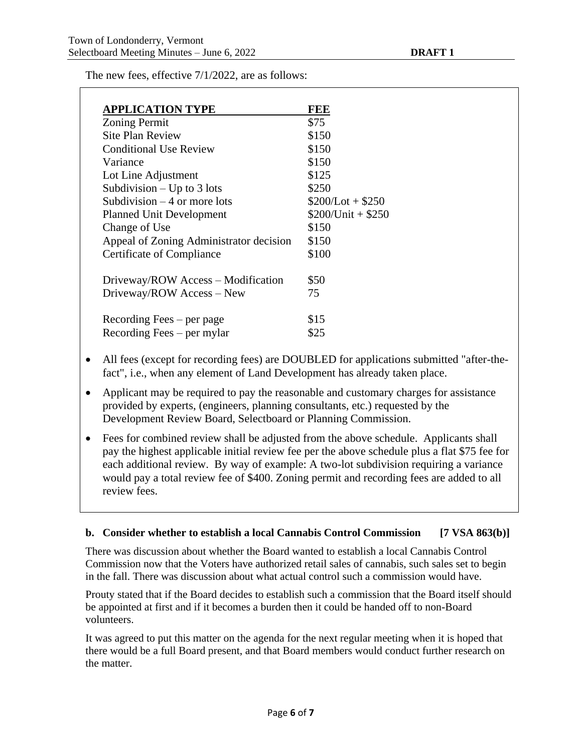The new fees, effective 7/1/2022, are as follows:

| APPLICATION TYPE | FEE |
|---|---|
| Zoning Permit | $75 |
| Site Plan Review | $150 |
| Conditional Use Review | $150 |
| Variance | $150 |
| Lot Line Adjustment | $125 |
| Subdivision – Up to 3 lots | $250 |
| Subdivision – 4 or more lots | $200/Lot + $250 |
| Planned Unit Development | $200/Unit + $250 |
| Change of Use | $150 |
| Appeal of Zoning Administrator decision | $150 |
| Certificate of Compliance | $100 |
| | |
| Driveway/ROW Access – Modification | $50 |
| Driveway/ROW Access – New | 75 |
| | |
| Recording Fees – per page | $15 |
| Recording Fees – per mylar | $25 |

- All fees (except for recording fees) are DOUBLED for applications submitted "after-the-fact", i.e., when any element of Land Development has already taken place.
- Applicant may be required to pay the reasonable and customary charges for assistance provided by experts, (engineers, planning consultants, etc.) requested by the Development Review Board, Selectboard or Planning Commission.
- Fees for combined review shall be adjusted from the above schedule. Applicants shall pay the highest applicable initial review fee per the above schedule plus a flat $75 fee for each additional review. By way of example: A two-lot subdivision requiring a variance would pay a total review fee of $400. Zoning permit and recording fees are added to all review fees.

**b. Consider whether to establish a local Cannabis Control Commission [7 VSA 863(b)]**

There was discussion about whether the Board wanted to establish a local Cannabis Control Commission now that the Voters have authorized retail sales of cannabis, such sales set to begin in the fall. There was discussion about what actual control such a commission would have.

Prouty stated that if the Board decides to establish such a commission that the Board itself should be appointed at first and if it becomes a burden then it could be handed off to non-Board volunteers.

It was agreed to put this matter on the agenda for the next regular meeting when it is hoped that there would be a full Board present, and that Board members would conduct further research on the matter.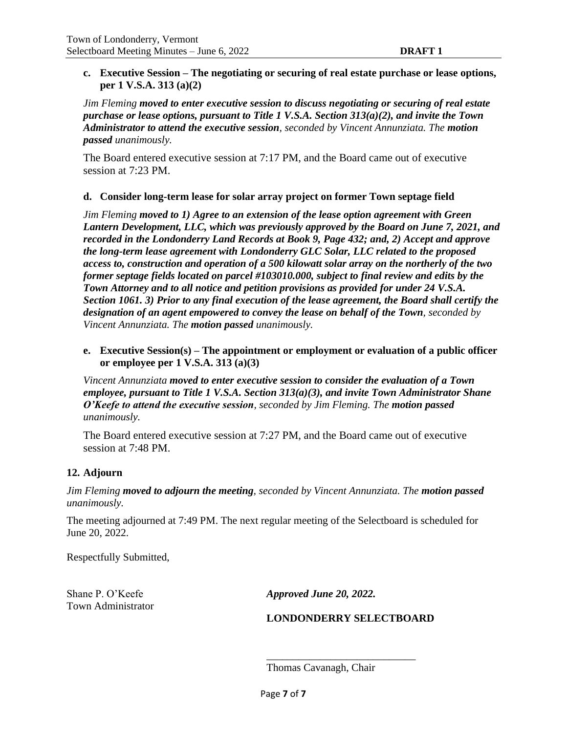**c. Executive Session – The negotiating or securing of real estate purchase or lease options, per 1 V.S.A. 313 (a)(2)**

*Jim Fleming* ***moved to enter executive session to discuss negotiating or securing of real estate purchase or lease options, pursuant to Title 1 V.S.A. Section 313(a)(2), and invite the Town Administrator to attend the executive session****, seconded by Vincent Annunziata. The* ***motion passed*** *unanimously.*

The Board entered executive session at 7:17 PM, and the Board came out of executive session at 7:23 PM.

**d. Consider long-term lease for solar array project on former Town septage field**

*Jim Fleming* ***moved to 1) Agree to an extension of the lease option agreement with Green Lantern Development, LLC, which was previously approved by the Board on June 7, 2021, and recorded in the Londonderry Land Records at Book 9, Page 432; and, 2) Accept and approve the long-term lease agreement with Londonderry GLC Solar, LLC related to the proposed access to, construction and operation of a 500 kilowatt solar array on the northerly of the two former septage fields located on parcel #103010.000, subject to final review and edits by the Town Attorney and to all notice and petition provisions as provided for under 24 V.S.A. Section 1061. 3) Prior to any final execution of the lease agreement, the Board shall certify the designation of an agent empowered to convey the lease on behalf of the Town****, seconded by Vincent Annunziata. The* ***motion passed*** *unanimously.*

**e. Executive Session(s) – The appointment or employment or evaluation of a public officer or employee per 1 V.S.A. 313 (a)(3)**

*Vincent Annunziata* ***moved to enter executive session to consider the evaluation of a Town employee, pursuant to Title 1 V.S.A. Section 313(a)(3), and invite Town Administrator Shane O'Keefe to attend the executive session****, seconded by Jim Fleming. The* ***motion passed*** *unanimously.*

The Board entered executive session at 7:27 PM, and the Board came out of executive session at 7:48 PM.

## 12. Adjourn

*Jim Fleming* ***moved to adjourn the meeting****, seconded by Vincent Annunziata. The* ***motion passed*** *unanimously.*

The meeting adjourned at 7:49 PM. The next regular meeting of the Selectboard is scheduled for June 20, 2022.

Respectfully Submitted,

Shane P. O'Keefe
Town Administrator

***Approved June 20, 2022.***

**LONDONDERRY SELECTBOARD**

\_\_\_\_\_\_\_\_\_\_\_\_\_\_\_\_\_\_\_\_\_\_\_\_\_\_\_\_
Thomas Cavanagh, Chair